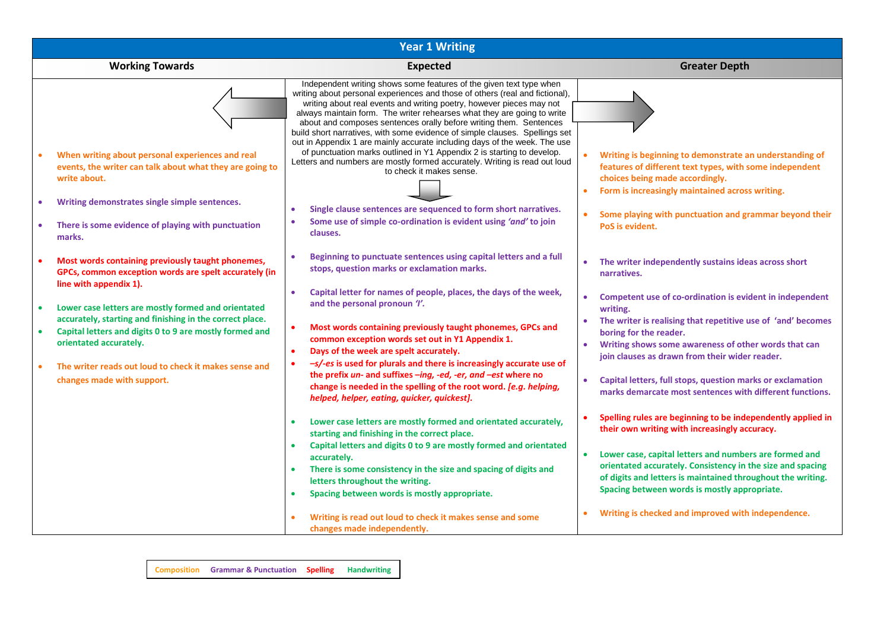# Year 1 Writing

| Working Towards | Expected | Greater Depth |
|---|---|---|
| • When writing about personal experiences and real events, the writer can talk about what they are going to write about.<br><br>• Writing demonstrates single simple sentences.<br><br>• There is some evidence of playing with punctuation marks.<br><br>• Most words containing previously taught phonemes, GPCs, common exception words are spelt accurately (in line with appendix 1).<br><br>• Lower case letters are mostly formed and orientated accurately, starting and finishing in the correct place.<br>• Capital letters and digits 0 to 9 are mostly formed and orientated accurately.<br><br>• The writer reads out loud to check it makes sense and changes made with support. | Independent writing shows some features of the given text type when writing about personal experiences and those of others (real and fictional), writing about real events and writing poetry, however pieces may not always maintain form. The writer rehearses what they are going to write about and composes sentences orally before writing them. Sentences build short narratives, with some evidence of simple clauses. Spellings set out in Appendix 1 are mainly accurate including days of the week. The use of punctuation marks outlined in Y1 Appendix 2 is starting to develop. Letters and numbers are mostly formed accurately. Writing is read out loud to check it makes sense.<br><br>• Single clause sentences are sequenced to form short narratives.<br>• Some use of simple co-ordination is evident using *'and'* to join clauses.<br><br>• Beginning to punctuate sentences using capital letters and a full stops, question marks or exclamation marks.<br><br>• Capital letter for names of people, places, the days of the week, and the personal pronoun *'I'*.<br><br>• Most words containing previously taught phonemes, GPCs and common exception words set out in Y1 Appendix 1.<br>• Days of the week are spelt accurately.<br>• *–s/-es* is used for plurals and there is increasingly accurate use of the prefix *un-* and suffixes *–ing, -ed, -er, and –est* where no change is needed in the spelling of the root word. *[e.g. helping, helped, helper, eating, quicker, quickest].*<br><br>• Lower case letters are mostly formed and orientated accurately, starting and finishing in the correct place.<br>• Capital letters and digits 0 to 9 are mostly formed and orientated accurately.<br>• There is some consistency in the size and spacing of digits and letters throughout the writing.<br>• Spacing between words is mostly appropriate.<br><br>• Writing is read out loud to check it makes sense and some changes made independently. | • Writing is beginning to demonstrate an understanding of features of different text types, with some independent choices being made accordingly.<br>• Form is increasingly maintained across writing.<br><br>• Some playing with punctuation and grammar beyond their PoS is evident.<br><br>• The writer independently sustains ideas across short narratives.<br><br>• Competent use of co-ordination is evident in independent writing.<br>• The writer is realising that repetitive use of 'and' becomes boring for the reader.<br>• Writing shows some awareness of other words that can join clauses as drawn from their wider reader.<br><br>• Capital letters, full stops, question marks or exclamation marks demarcate most sentences with different functions.<br><br>• Spelling rules are beginning to be independently applied in their own writing with increasingly accuracy.<br><br>• Lower case, capital letters and numbers are formed and orientated accurately. Consistency in the size and spacing of digits and letters is maintained throughout the writing. Spacing between words is mostly appropriate.<br><br>• Writing is checked and improved with independence. |

Composition | Grammar & Punctuation | Spelling | Handwriting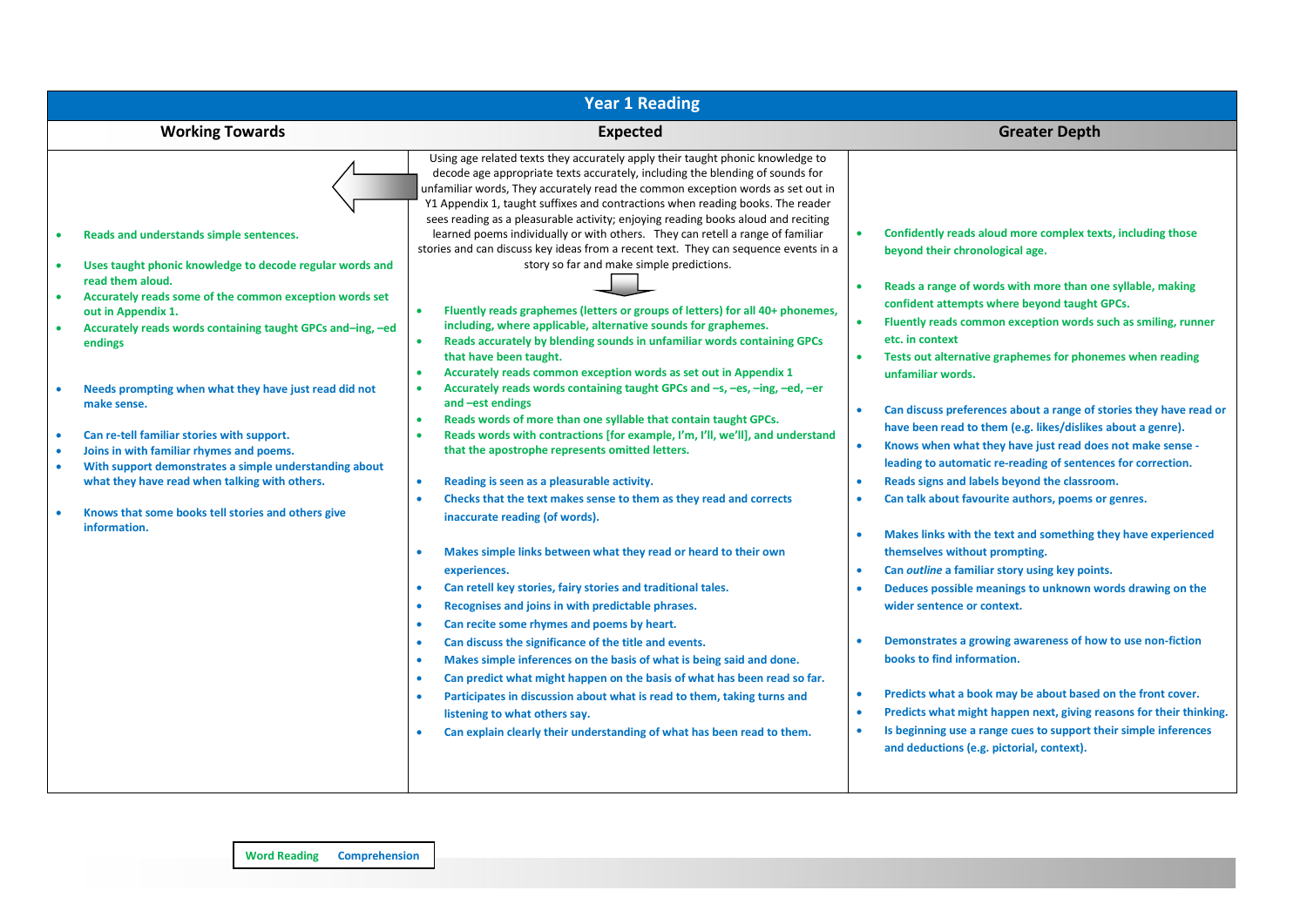# Year 1 Reading

| Working Towards | Expected | Greater Depth |
| --- | --- | --- |
| • Reads and understands simple sentences.<br>• Uses taught phonic knowledge to decode regular words and read them aloud.<br>• Accurately reads some of the common exception words set out in Appendix 1.<br>• Accurately reads words containing taught GPCs and–ing, –ed endings<br><br>• Needs prompting when what they have just read did not make sense.<br><br>• Can re-tell familiar stories with support.<br>• Joins in with familiar rhymes and poems.<br>• With support demonstrates a simple understanding about what they have read when talking with others.<br><br>• Knows that some books tell stories and others give information. | Using age related texts they accurately apply their taught phonic knowledge to decode age appropriate texts accurately, including the blending of sounds for unfamiliar words, They accurately read the common exception words as set out in Y1 Appendix 1, taught suffixes and contractions when reading books. The reader sees reading as a pleasurable activity; enjoying reading books aloud and reciting learned poems individually or with others. They can retell a range of familiar stories and can discuss key ideas from a recent text. They can sequence events in a story so far and make simple predictions.<br><br>• Fluently reads graphemes (letters or groups of letters) for all 40+ phonemes, including, where applicable, alternative sounds for graphemes.<br>• Reads accurately by blending sounds in unfamiliar words containing GPCs that have been taught.<br>• Accurately reads common exception words as set out in Appendix 1<br>• Accurately reads words containing taught GPCs and –s, –es, –ing, –ed, –er and –est endings<br>• Reads words of more than one syllable that contain taught GPCs.<br>• Reads words with contractions [for example, I'm, I'll, we'll], and understand that the apostrophe represents omitted letters.<br><br>• Reading is seen as a pleasurable activity.<br>• Checks that the text makes sense to them as they read and corrects inaccurate reading (of words).<br><br>• Makes simple links between what they read or heard to their own experiences.<br>• Can retell key stories, fairy stories and traditional tales.<br>• Recognises and joins in with predictable phrases.<br>• Can recite some rhymes and poems by heart.<br>• Can discuss the significance of the title and events.<br>• Makes simple inferences on the basis of what is being said and done.<br>• Can predict what might happen on the basis of what has been read so far.<br>• Participates in discussion about what is read to them, taking turns and listening to what others say.<br>• Can explain clearly their understanding of what has been read to them. | • Confidently reads aloud more complex texts, including those beyond their chronological age.<br><br>• Reads a range of words with more than one syllable, making confident attempts where beyond taught GPCs.<br>• Fluently reads common exception words such as smiling, runner etc. in context<br>• Tests out alternative graphemes for phonemes when reading unfamiliar words.<br><br>• Can discuss preferences about a range of stories they have read or have been read to them (e.g. likes/dislikes about a genre).<br>• Knows when what they have just read does not make sense - leading to automatic re-reading of sentences for correction.<br>• Reads signs and labels beyond the classroom.<br>• Can talk about favourite authors, poems or genres.<br><br>• Makes links with the text and something they have experienced themselves without prompting.<br>• Can *outline* a familiar story using key points.<br>• Deduces possible meanings to unknown words drawing on the wider sentence or context.<br><br>• Demonstrates a growing awareness of how to use non-fiction books to find information.<br><br>• Predicts what a book may be about based on the front cover.<br>• Predicts what might happen next, giving reasons for their thinking.<br>• Is beginning use a range cues to support their simple inferences and deductions (e.g. pictorial, context). |

Word Reading Comprehension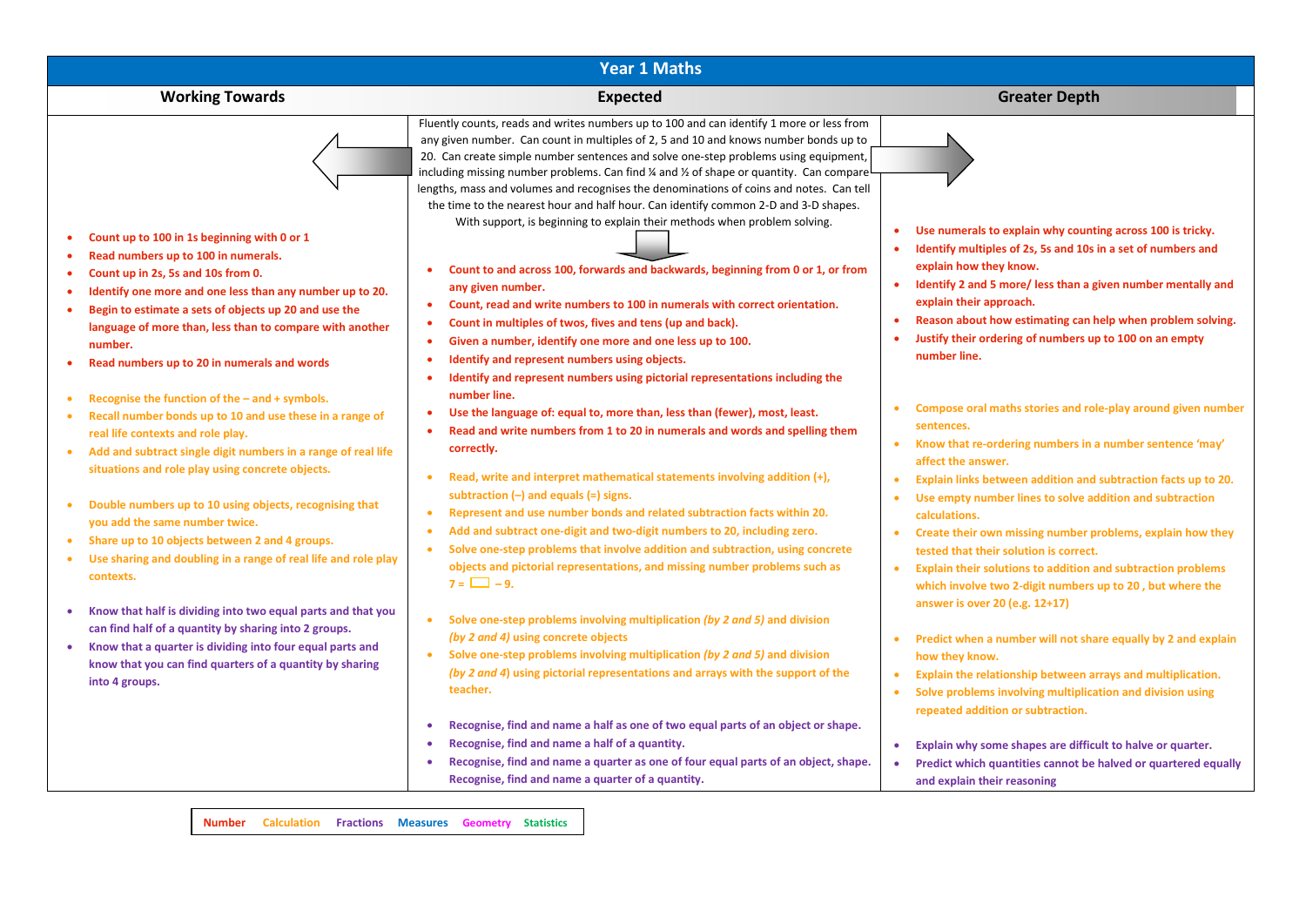# Year 1 Maths

| Working Towards | Expected | Greater Depth |
|---|---|---|
| | Fluently counts, reads and writes numbers up to 100 and can identify 1 more or less from any given number. Can count in multiples of 2, 5 and 10 and knows number bonds up to 20. Can create simple number sentences and solve one-step problems using equipment, including missing number problems. Can find ¼ and ½ of shape or quantity. Can compare lengths, mass and volumes and recognises the denominations of coins and notes. Can tell the time to the nearest hour and half hour. Can identify common 2-D and 3-D shapes. With support, is beginning to explain their methods when problem solving. | |
| • Count up to 100 in 1s beginning with 0 or 1<br>• Read numbers up to 100 in numerals.<br>• Count up in 2s, 5s and 10s from 0.<br>• Identify one more and one less than any number up to 20.<br>• Begin to estimate a sets of objects up 20 and use the language of more than, less than to compare with another number.<br>• Read numbers up to 20 in numerals and words | • Count to and across 100, forwards and backwards, beginning from 0 or 1, or from any given number.<br>• Count, read and write numbers to 100 in numerals with correct orientation.<br>• Count in multiples of twos, fives and tens (up and back).<br>• Given a number, identify one more and one less up to 100.<br>• Identify and represent numbers using objects.<br>• Identify and represent numbers using pictorial representations including the number line.<br>• Use the language of: equal to, more than, less than (fewer), most, least.<br>• Read and write numbers from 1 to 20 in numerals and words and spelling them correctly. | • Use numerals to explain why counting across 100 is tricky.<br>• Identify multiples of 2s, 5s and 10s in a set of numbers and explain how they know.<br>• Identify 2 and 5 more/ less than a given number mentally and explain their approach.<br>• Reason about how estimating can help when problem solving.<br>• Justify their ordering of numbers up to 100 on an empty number line. |
| • Recognise the function of the – and + symbols.<br>• Recall number bonds up to 10 and use these in a range of real life contexts and role play.<br>• Add and subtract single digit numbers in a range of real life situations and role play using concrete objects. | • Read, write and interpret mathematical statements involving addition (+), subtraction (–) and equals (=) signs.<br>• Represent and use number bonds and related subtraction facts within 20.<br>• Add and subtract one-digit and two-digit numbers to 20, including zero.<br>• Solve one-step problems that involve addition and subtraction, using concrete objects and pictorial representations, and missing number problems such as 7 = ☐ – 9. | • Compose oral maths stories and role-play around given number sentences.<br>• Know that re-ordering numbers in a number sentence 'may' affect the answer.<br>• Explain links between addition and subtraction facts up to 20.<br>• Use empty number lines to solve addition and subtraction calculations.<br>• Create their own missing number problems, explain how they tested that their solution is correct.<br>• Explain their solutions to addition and subtraction problems which involve two 2-digit numbers up to 20 , but where the answer is over 20 (e.g. 12+17) |
| • Double numbers up to 10 using objects, recognising that you add the same number twice.<br>• Share up to 10 objects between 2 and 4 groups.<br>• Use sharing and doubling in a range of real life and role play contexts. | • Solve one-step problems involving multiplication *(by 2 and 5)* and division *(by 2 and 4)* using concrete objects<br>• Solve one-step problems involving multiplication *(by 2 and 5)* and division *(by 2 and 4)* using pictorial representations and arrays with the support of the teacher. | • Predict when a number will not share equally by 2 and explain how they know.<br>• Explain the relationship between arrays and multiplication.<br>• Solve problems involving multiplication and division using repeated addition or subtraction. |
| • Know that half is dividing into two equal parts and that you can find half of a quantity by sharing into 2 groups.<br>• Know that a quarter is dividing into four equal parts and know that you can find quarters of a quantity by sharing into 4 groups. | • Recognise, find and name a half as one of two equal parts of an object or shape.<br>• Recognise, find and name a half of a quantity.<br>• Recognise, find and name a quarter as one of four equal parts of an object, shape. Recognise, find and name a quarter of a quantity. | • Explain why some shapes are difficult to halve or quarter.<br>• Predict which quantities cannot be halved or quartered equally and explain their reasoning |

Number   Calculation   Fractions   Measures   Geometry   Statistics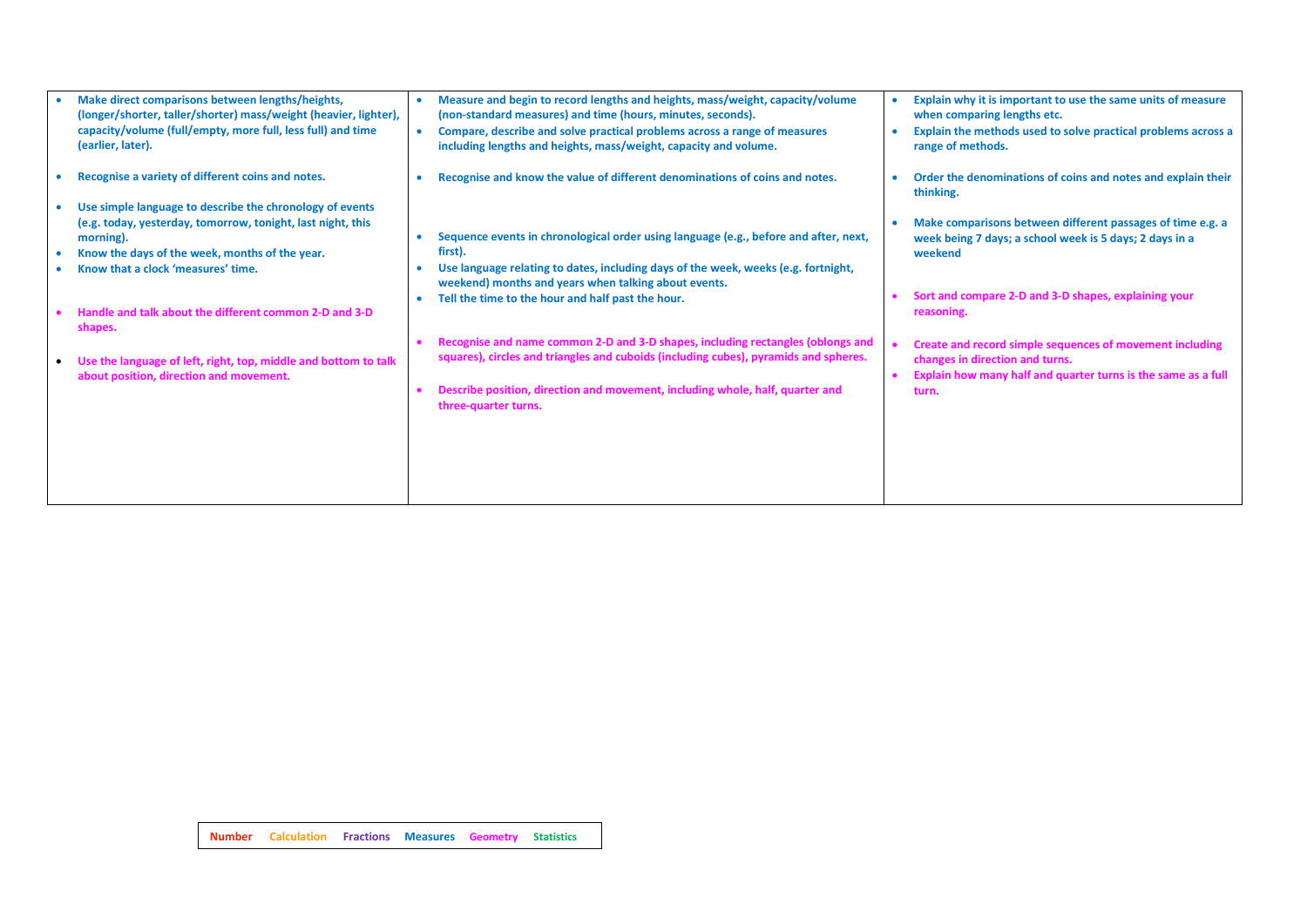| | | |
|---|---|---|
| • Make direct comparisons between lengths/heights, (longer/shorter, taller/shorter) mass/weight (heavier, lighter), capacity/volume (full/empty, more full, less full) and time (earlier, later).<br><br>• Recognise a variety of different coins and notes.<br><br>• Use simple language to describe the chronology of events (e.g. today, yesterday, tomorrow, tonight, last night, this morning).<br>• Know the days of the week, months of the year.<br>• Know that a clock 'measures' time.<br><br>• Handle and talk about the different common 2-D and 3-D shapes.<br><br>• Use the language of left, right, top, middle and bottom to talk about position, direction and movement. | • Measure and begin to record lengths and heights, mass/weight, capacity/volume (non-standard measures) and time (hours, minutes, seconds).<br>• Compare, describe and solve practical problems across a range of measures including lengths and heights, mass/weight, capacity and volume.<br><br>• Recognise and know the value of different denominations of coins and notes.<br><br>• Sequence events in chronological order using language (e.g., before and after, next, first).<br>• Use language relating to dates, including days of the week, weeks (e.g. fortnight, weekend) months and years when talking about events.<br>• Tell the time to the hour and half past the hour.<br><br>• Recognise and name common 2-D and 3-D shapes, including rectangles (oblongs and squares), circles and triangles and cuboids (including cubes), pyramids and spheres.<br><br>• Describe position, direction and movement, including whole, half, quarter and three-quarter turns. | • Explain why it is important to use the same units of measure when comparing lengths etc.<br>• Explain the methods used to solve practical problems across a range of methods.<br><br>• Order the denominations of coins and notes and explain their thinking.<br><br>• Make comparisons between different passages of time e.g. a week being 7 days; a school week is 5 days; 2 days in a weekend<br><br>• Sort and compare 2-D and 3-D shapes, explaining your reasoning.<br><br>• Create and record simple sequences of movement including changes in direction and turns.<br>• Explain how many half and quarter turns is the same as a full turn. |

Number Calculation Fractions Measures Geometry Statistics